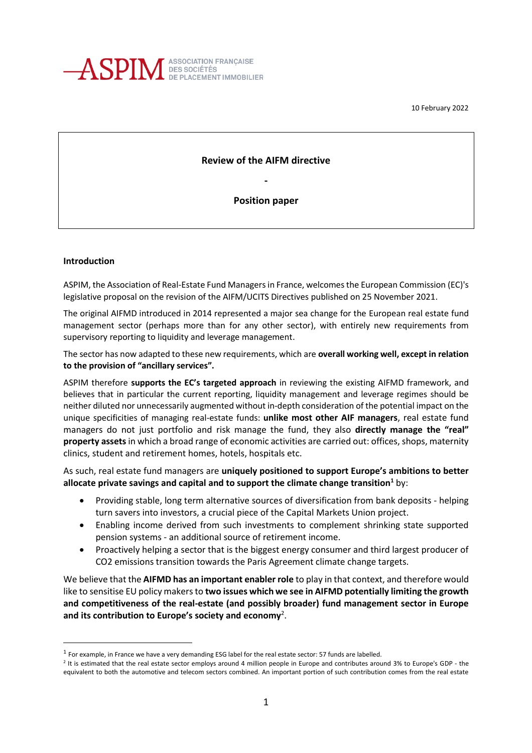ASPIM ASSOCIATION FRANÇAISE DES SOCIÉTÉS DE PLACEMENT IMMOBILIER

10 February 2022

**Review of the AIFM directive**

**-**

**Position paper**

**Introduction**

ASPIM, the Association of Real-Estate Fund Managers in France, welcomes the European Commission (EC)'s legislative proposal on the revision of the AIFM/UCITS Directives published on 25 November 2021.

The original AIFMD introduced in 2014 represented a major sea change for the European real estate fund management sector (perhaps more than for any other sector), with entirely new requirements from supervisory reporting to liquidity and leverage management.

The sector has now adapted to these new requirements, which are **overall working well, except in relation to the provision of "ancillary services".**

ASPIM therefore **supports the EC's targeted approach** in reviewing the existing AIFMD framework, and believes that in particular the current reporting, liquidity management and leverage regimes should be neither diluted nor unnecessarily augmented without in-depth consideration of the potential impact on the unique specificities of managing real-estate funds: **unlike most other AIF managers**, real estate fund managers do not just portfolio and risk manage the fund, they also **directly manage the "real" property assets** in which a broad range of economic activities are carried out: offices, shops, maternity clinics, student and retirement homes, hotels, hospitals etc.

As such, real estate fund managers are **uniquely positioned to support Europe's ambitions to better allocate private savings and capital and to support the climate change transition**[1] by:

- Providing stable, long term alternative sources of diversification from bank deposits - helping turn savers into investors, a crucial piece of the Capital Markets Union project.
- Enabling income derived from such investments to complement shrinking state supported pension systems - an additional source of retirement income.
- Proactively helping a sector that is the biggest energy consumer and third largest producer of CO2 emissions transition towards the Paris Agreement climate change targets.

We believe that the **AIFMD has an important enabler role** to play in that context, and therefore would like to sensitise EU policy makers to **two issues which we see in AIFMD potentially limiting the growth and competitiveness of the real-estate (and possibly broader) fund management sector in Europe and its contribution to Europe's society and economy**[2].

[1] For example, in France we have a very demanding ESG label for the real estate sector: 57 funds are labelled.

[2] It is estimated that the real estate sector employs around 4 million people in Europe and contributes around 3% to Europe's GDP - the equivalent to both the automotive and telecom sectors combined. An important portion of such contribution comes from the real estate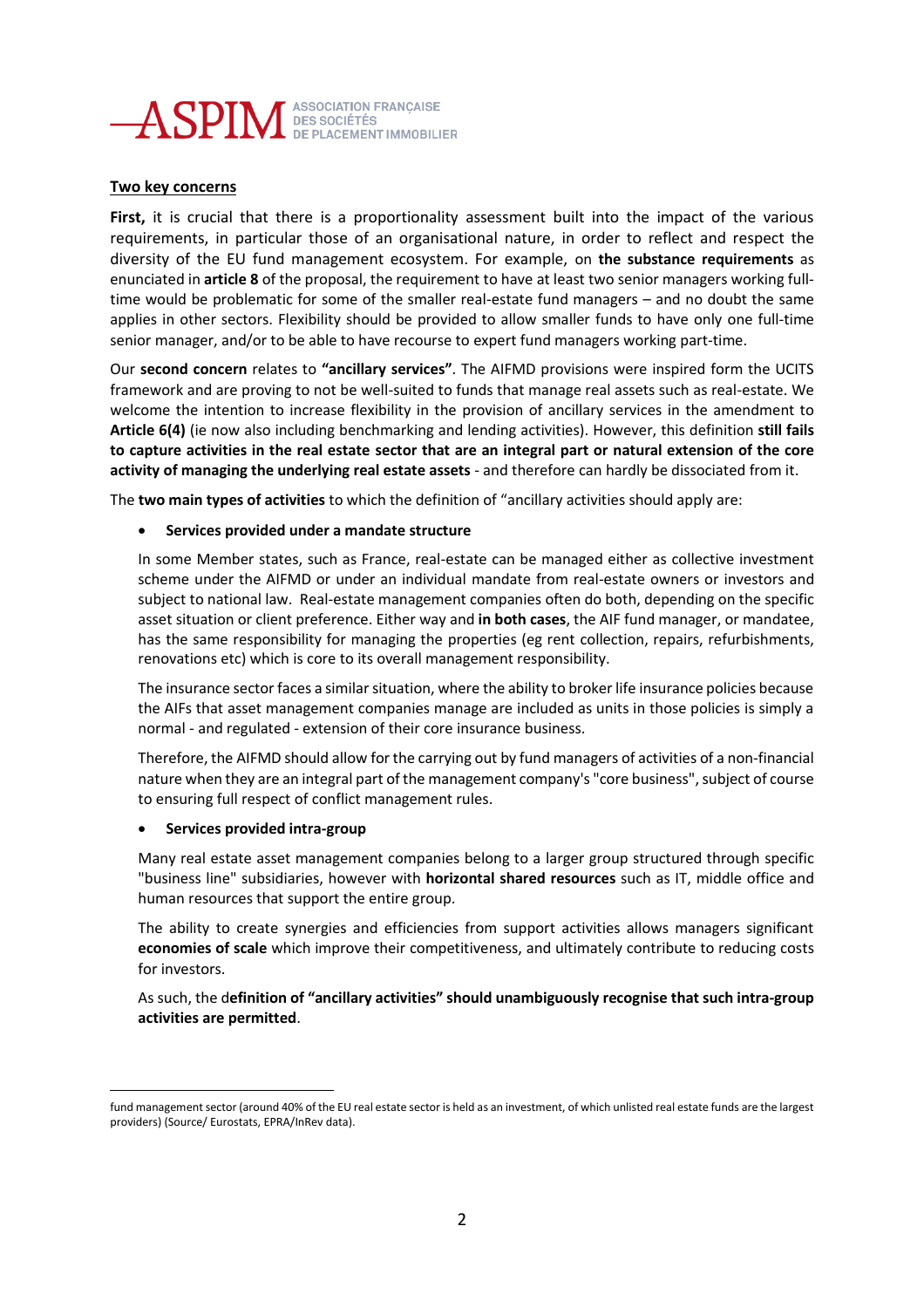**Two key concerns**

**First,** it is crucial that there is a proportionality assessment built into the impact of the various requirements, in particular those of an organisational nature, in order to reflect and respect the diversity of the EU fund management ecosystem. For example, on **the substance requirements** as enunciated in **article 8** of the proposal, the requirement to have at least two senior managers working full-time would be problematic for some of the smaller real-estate fund managers – and no doubt the same applies in other sectors. Flexibility should be provided to allow smaller funds to have only one full-time senior manager, and/or to be able to have recourse to expert fund managers working part-time.

Our **second concern** relates to **"ancillary services"**. The AIFMD provisions were inspired form the UCITS framework and are proving to not be well-suited to funds that manage real assets such as real-estate. We welcome the intention to increase flexibility in the provision of ancillary services in the amendment to **Article 6(4)** (ie now also including benchmarking and lending activities). However, this definition **still fails to capture activities in the real estate sector that are an integral part or natural extension of the core activity of managing the underlying real estate assets** - and therefore can hardly be dissociated from it.

The **two main types of activities** to which the definition of "ancillary activities should apply are:

- **Services provided under a mandate structure**

  In some Member states, such as France, real-estate can be managed either as collective investment scheme under the AIFMD or under an individual mandate from real-estate owners or investors and subject to national law. Real-estate management companies often do both, depending on the specific asset situation or client preference. Either way and **in both cases**, the AIF fund manager, or mandatee, has the same responsibility for managing the properties (eg rent collection, repairs, refurbishments, renovations etc) which is core to its overall management responsibility.

  The insurance sector faces a similar situation, where the ability to broker life insurance policies because the AIFs that asset management companies manage are included as units in those policies is simply a normal - and regulated - extension of their core insurance business.

  Therefore, the AIFMD should allow for the carrying out by fund managers of activities of a non-financial nature when they are an integral part of the management company's "core business", subject of course to ensuring full respect of conflict management rules.

- **Services provided intra-group**

  Many real estate asset management companies belong to a larger group structured through specific "business line" subsidiaries, however with **horizontal shared resources** such as IT, middle office and human resources that support the entire group.

  The ability to create synergies and efficiencies from support activities allows managers significant **economies of scale** which improve their competitiveness, and ultimately contribute to reducing costs for investors.

  As such, the d**efinition of "ancillary activities" should unambiguously recognise that such intra-group activities are permitted**.

---

fund management sector (around 40% of the EU real estate sector is held as an investment, of which unlisted real estate funds are the largest providers) (Source/ Eurostats, EPRA/InRev data).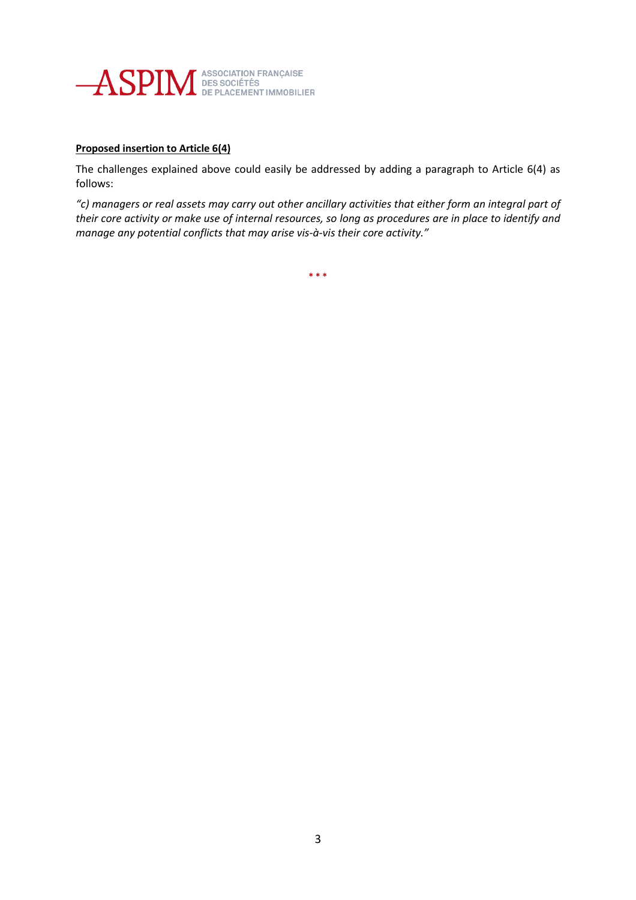**Proposed insertion to Article 6(4)**

The challenges explained above could easily be addressed by adding a paragraph to Article 6(4) as follows:

*"c) managers or real assets may carry out other ancillary activities that either form an integral part of their core activity or make use of internal resources, so long as procedures are in place to identify and manage any potential conflicts that may arise vis-à-vis their core activity."*

\* \* \*